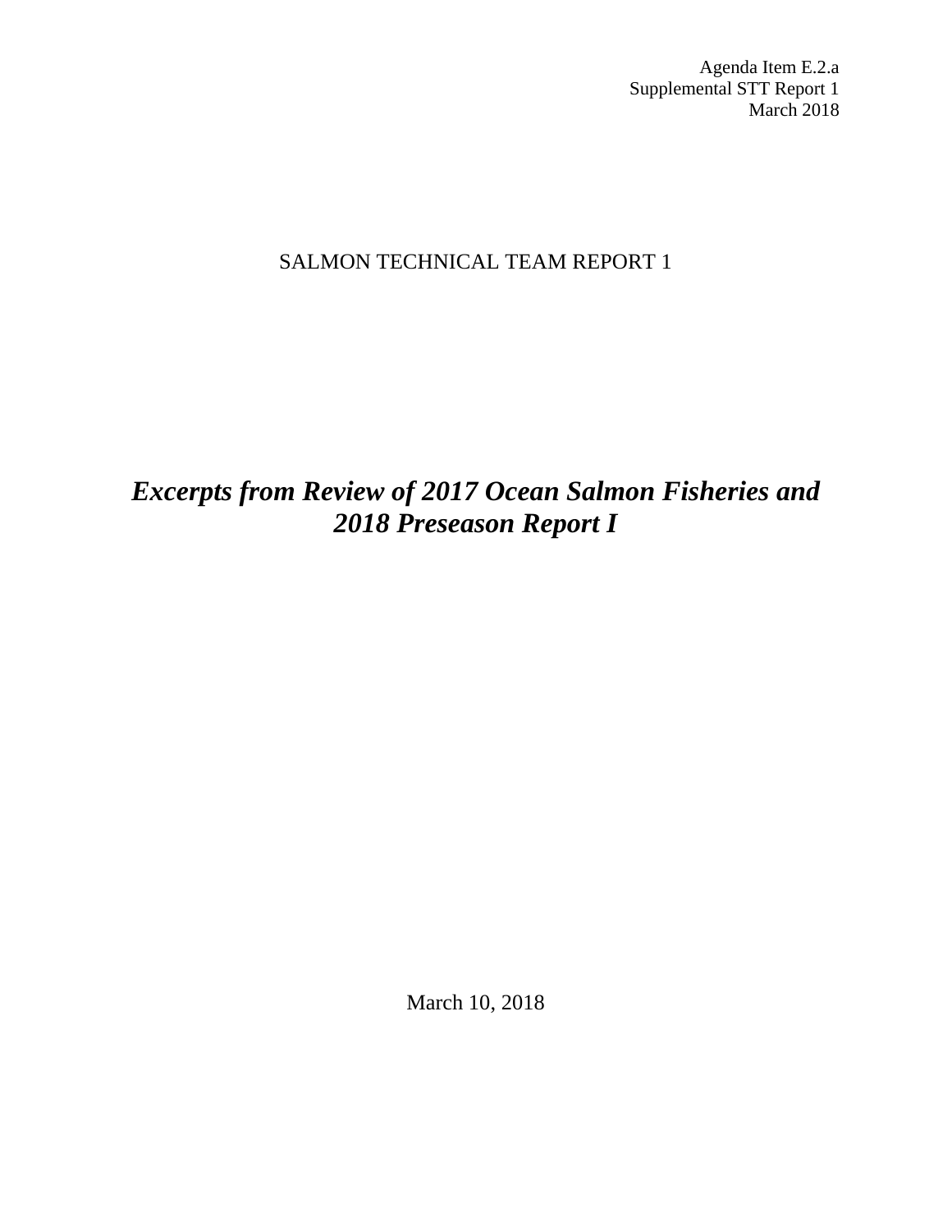Agenda Item E.2.a
Supplemental STT Report 1
March 2018

SALMON TECHNICAL TEAM REPORT 1

# *Excerpts from Review of 2017 Ocean Salmon Fisheries and 2018 Preseason Report I*

March 10, 2018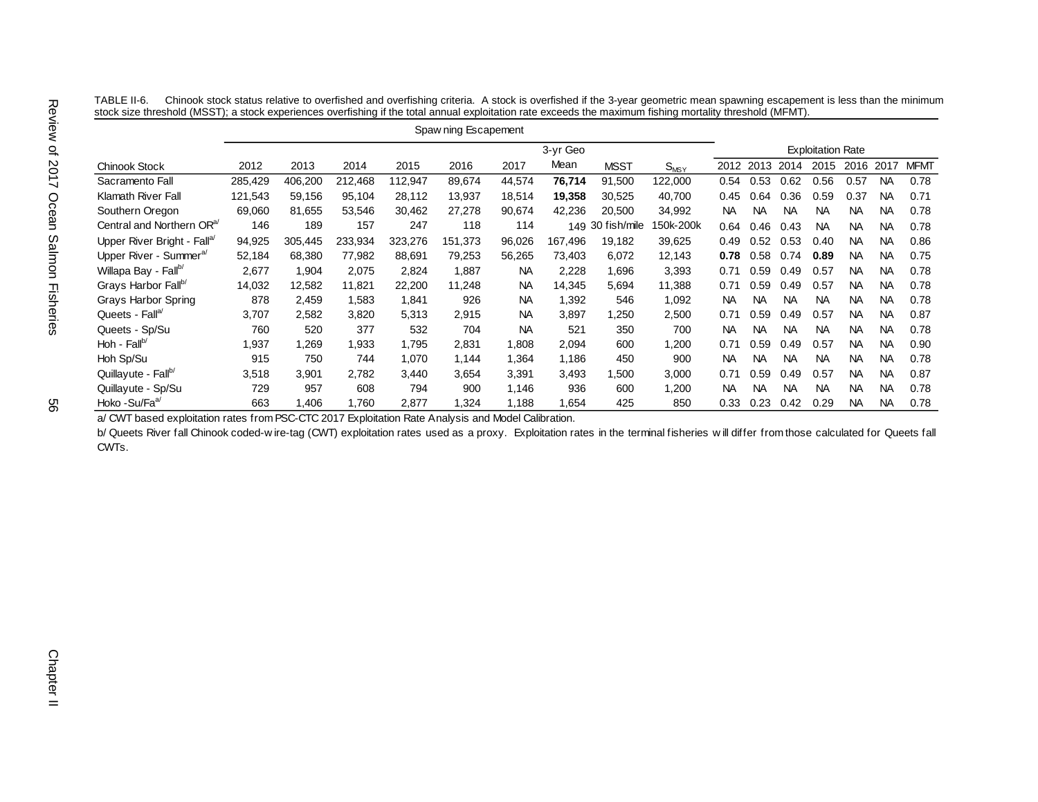TABLE II-6. Chinook stock status relative to overfished and overfishing criteria. A stock is overfished if the 3-year geometric mean spawning escapement is less than the minimum stock size threshold (MSST); a stock experiences overfishing if the total annual exploitation rate exceeds the maximum fishing mortality threshold (MFMT).

| | Spawning Escapement | | | | | | | | | Exploitation Rate | | | | | | |
|---|---|---|---|---|---|---|---|---|---|---|---|---|---|---|---|---|
| Chinook Stock | 2012 | 2013 | 2014 | 2015 | 2016 | 2017 | 3-yr Geo Mean | MSST | $S_{MSY}$ | 2012 | 2013 | 2014 | 2015 | 2016 | 2017 | MFMT |
| Sacramento Fall | 285,429 | 406,200 | 212,468 | 112,947 | 89,674 | 44,574 | **76,714** | 91,500 | 122,000 | 0.54 | 0.53 | 0.62 | 0.56 | 0.57 | NA | 0.78 |
| Klamath River Fall | 121,543 | 59,156 | 95,104 | 28,112 | 13,937 | 18,514 | **19,358** | 30,525 | 40,700 | 0.45 | 0.64 | 0.36 | 0.59 | 0.37 | NA | 0.71 |
| Southern Oregon | 69,060 | 81,655 | 53,546 | 30,462 | 27,278 | 90,674 | 42,236 | 20,500 | 34,992 | NA | NA | NA | NA | NA | NA | 0.78 |
| Central and Northern OR[a/] | 146 | 189 | 157 | 247 | 118 | 114 | 149 | 30 fish/mile | 150k-200k | 0.64 | 0.46 | 0.43 | NA | NA | NA | 0.78 |
| Upper River Bright - Fall[a/] | 94,925 | 305,445 | 233,934 | 323,276 | 151,373 | 96,026 | 167,496 | 19,182 | 39,625 | 0.49 | 0.52 | 0.53 | 0.40 | NA | NA | 0.86 |
| Upper River - Summer[a/] | 52,184 | 68,380 | 77,982 | 88,691 | 79,253 | 56,265 | 73,403 | 6,072 | 12,143 | **0.78** | 0.58 | 0.74 | **0.89** | NA | NA | 0.75 |
| Willapa Bay - Fall[b/] | 2,677 | 1,904 | 2,075 | 2,824 | 1,887 | NA | 2,228 | 1,696 | 3,393 | 0.71 | 0.59 | 0.49 | 0.57 | NA | NA | 0.78 |
| Grays Harbor Fall[b/] | 14,032 | 12,582 | 11,821 | 22,200 | 11,248 | NA | 14,345 | 5,694 | 11,388 | 0.71 | 0.59 | 0.49 | 0.57 | NA | NA | 0.78 |
| Grays Harbor Spring | 878 | 2,459 | 1,583 | 1,841 | 926 | NA | 1,392 | 546 | 1,092 | NA | NA | NA | NA | NA | NA | 0.78 |
| Queets - Fall[a/] | 3,707 | 2,582 | 3,820 | 5,313 | 2,915 | NA | 3,897 | 1,250 | 2,500 | 0.71 | 0.59 | 0.49 | 0.57 | NA | NA | 0.87 |
| Queets - Sp/Su | 760 | 520 | 377 | 532 | 704 | NA | 521 | 350 | 700 | NA | NA | NA | NA | NA | NA | 0.78 |
| Hoh - Fall[b/] | 1,937 | 1,269 | 1,933 | 1,795 | 2,831 | 1,808 | 2,094 | 600 | 1,200 | 0.71 | 0.59 | 0.49 | 0.57 | NA | NA | 0.90 |
| Hoh Sp/Su | 915 | 750 | 744 | 1,070 | 1,144 | 1,364 | 1,186 | 450 | 900 | NA | NA | NA | NA | NA | NA | 0.78 |
| Quillayute - Fall[b/] | 3,518 | 3,901 | 2,782 | 3,440 | 3,654 | 3,391 | 3,493 | 1,500 | 3,000 | 0.71 | 0.59 | 0.49 | 0.57 | NA | NA | 0.87 |
| Quillayute - Sp/Su | 729 | 957 | 608 | 794 | 900 | 1,146 | 936 | 600 | 1,200 | NA | NA | NA | NA | NA | NA | 0.78 |
| Hoko -Su/Fa[a/] | 663 | 1,406 | 1,760 | 2,877 | 1,324 | 1,188 | 1,654 | 425 | 850 | 0.33 | 0.23 | 0.42 | 0.29 | NA | NA | 0.78 |

a/ CWT based exploitation rates from PSC-CTC 2017 Exploitation Rate Analysis and Model Calibration.

b/ Queets River fall Chinook coded-wire-tag (CWT) exploitation rates used as a proxy. Exploitation rates in the terminal fisheries will differ from those calculated for Queets fall CWTs.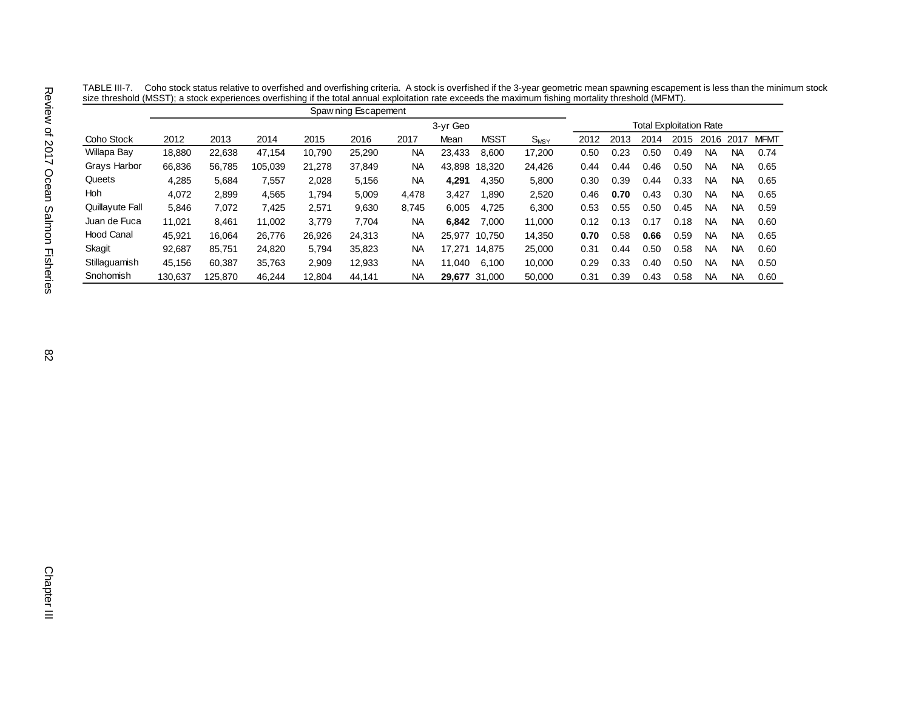TABLE III-7. Coho stock status relative to overfished and overfishing criteria. A stock is overfished if the 3-year geometric mean spawning escapement is less than the minimum stock size threshold (MSST); a stock experiences overfishing if the total annual exploitation rate exceeds the maximum fishing mortality threshold (MFMT).

| | Spawning Escapement | | | | | | | | | Total Exploitation Rate | | | | | | |
|---|---|---|---|---|---|---|---|---|---|---|---|---|---|---|---|---|
| Coho Stock | 2012 | 2013 | 2014 | 2015 | 2016 | 2017 | 3-yr Geo Mean | MSST | $S_{MSY}$ | 2012 | 2013 | 2014 | 2015 | 2016 | 2017 | MFMT |
| Willapa Bay | 18,880 | 22,638 | 47,154 | 10,790 | 25,290 | NA | 23,433 | 8,600 | 17,200 | 0.50 | 0.23 | 0.50 | 0.49 | NA | NA | 0.74 |
| Grays Harbor | 66,836 | 56,785 | 105,039 | 21,278 | 37,849 | NA | 43,898 | 18,320 | 24,426 | 0.44 | 0.44 | 0.46 | 0.50 | NA | NA | 0.65 |
| Queets | 4,285 | 5,684 | 7,557 | 2,028 | 5,156 | NA | **4,291** | 4,350 | 5,800 | 0.30 | 0.39 | 0.44 | 0.33 | NA | NA | 0.65 |
| Hoh | 4,072 | 2,899 | 4,565 | 1,794 | 5,009 | 4,478 | 3,427 | 1,890 | 2,520 | 0.46 | **0.70** | 0.43 | 0.30 | NA | NA | 0.65 |
| Quillayute Fall | 5,846 | 7,072 | 7,425 | 2,571 | 9,630 | 8,745 | 6,005 | 4,725 | 6,300 | 0.53 | 0.55 | 0.50 | 0.45 | NA | NA | 0.59 |
| Juan de Fuca | 11,021 | 8,461 | 11,002 | 3,779 | 7,704 | NA | **6,842** | 7,000 | 11,000 | 0.12 | 0.13 | 0.17 | 0.18 | NA | NA | 0.60 |
| Hood Canal | 45,921 | 16,064 | 26,776 | 26,926 | 24,313 | NA | 25,977 | 10,750 | 14,350 | **0.70** | 0.58 | **0.66** | 0.59 | NA | NA | 0.65 |
| Skagit | 92,687 | 85,751 | 24,820 | 5,794 | 35,823 | NA | 17,271 | 14,875 | 25,000 | 0.31 | 0.44 | 0.50 | 0.58 | NA | NA | 0.60 |
| Stillaguamish | 45,156 | 60,387 | 35,763 | 2,909 | 12,933 | NA | 11,040 | 6,100 | 10,000 | 0.29 | 0.33 | 0.40 | 0.50 | NA | NA | 0.50 |
| Snohomish | 130,637 | 125,870 | 46,244 | 12,804 | 44,141 | NA | **29,677** | 31,000 | 50,000 | 0.31 | 0.39 | 0.43 | 0.58 | NA | NA | 0.60 |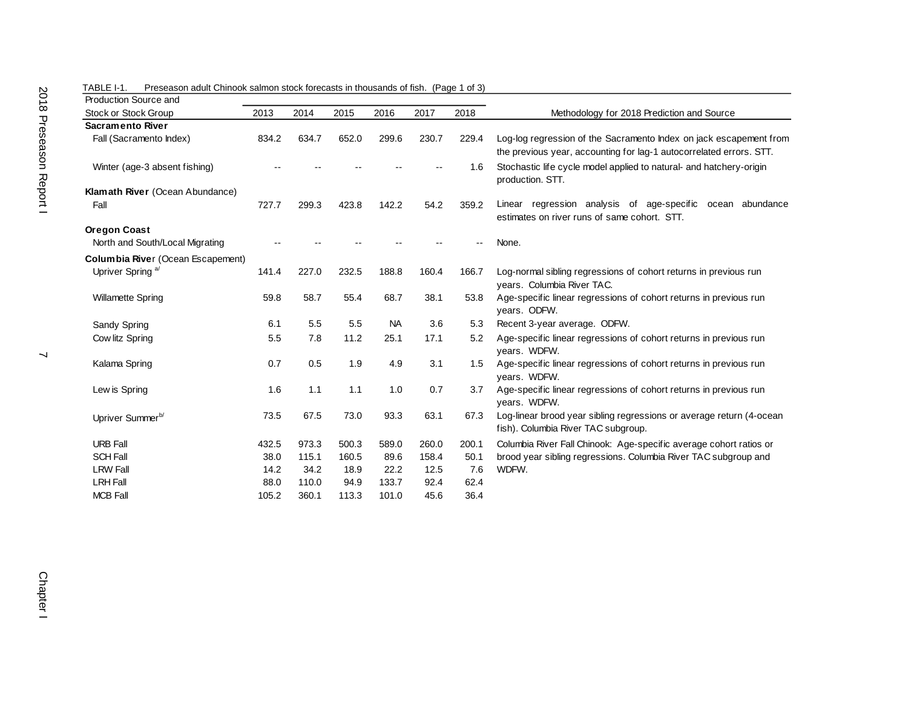TABLE I-1. Preseason adult Chinook salmon stock forecasts in thousands of fish. (Page 1 of 3)

| Production Source and Stock or Stock Group | 2013 | 2014 | 2015 | 2016 | 2017 | 2018 | Methodology for 2018 Prediction and Source |
|---|---|---|---|---|---|---|---|
| **Sacramento River** | | | | | | | |
| Fall (Sacramento Index) | 834.2 | 634.7 | 652.0 | 299.6 | 230.7 | 229.4 | Log-log regression of the Sacramento Index on jack escapement from the previous year, accounting for lag-1 autocorrelated errors. STT. |
| Winter (age-3 absent fishing) | -- | -- | -- | -- | -- | 1.6 | Stochastic life cycle model applied to natural- and hatchery-origin production. STT. |
| **Klamath River** (Ocean Abundance) | | | | | | | |
| Fall | 727.7 | 299.3 | 423.8 | 142.2 | 54.2 | 359.2 | Linear regression analysis of age-specific ocean abundance estimates on river runs of same cohort. STT. |
| **Oregon Coast** | | | | | | | |
| North and South/Local Migrating | -- | -- | -- | -- | -- | -- | None. |
| **Columbia River** (Ocean Escapement) | | | | | | | |
| Upriver Spring [a/] | 141.4 | 227.0 | 232.5 | 188.8 | 160.4 | 166.7 | Log-normal sibling regressions of cohort returns in previous run years. Columbia River TAC. |
| Willamette Spring | 59.8 | 58.7 | 55.4 | 68.7 | 38.1 | 53.8 | Age-specific linear regressions of cohort returns in previous run years. ODFW. |
| Sandy Spring | 6.1 | 5.5 | 5.5 | NA | 3.6 | 5.3 | Recent 3-year average. ODFW. |
| Cowlitz Spring | 5.5 | 7.8 | 11.2 | 25.1 | 17.1 | 5.2 | Age-specific linear regressions of cohort returns in previous run years. WDFW. |
| Kalama Spring | 0.7 | 0.5 | 1.9 | 4.9 | 3.1 | 1.5 | Age-specific linear regressions of cohort returns in previous run years. WDFW. |
| Lewis Spring | 1.6 | 1.1 | 1.1 | 1.0 | 0.7 | 3.7 | Age-specific linear regressions of cohort returns in previous run years. WDFW. |
| Upriver Summer [b/] | 73.5 | 67.5 | 73.0 | 93.3 | 63.1 | 67.3 | Log-linear brood year sibling regressions or average return (4-ocean fish). Columbia River TAC subgroup. |
| URB Fall | 432.5 | 973.3 | 500.3 | 589.0 | 260.0 | 200.1 | Columbia River Fall Chinook: Age-specific average cohort ratios or brood year sibling regressions. Columbia River TAC subgroup and WDFW. |
| SCH Fall | 38.0 | 115.1 | 160.5 | 89.6 | 158.4 | 50.1 | |
| LRW Fall | 14.2 | 34.2 | 18.9 | 22.2 | 12.5 | 7.6 | |
| LRH Fall | 88.0 | 110.0 | 94.9 | 133.7 | 92.4 | 62.4 | |
| MCB Fall | 105.2 | 360.1 | 113.3 | 101.0 | 45.6 | 36.4 | |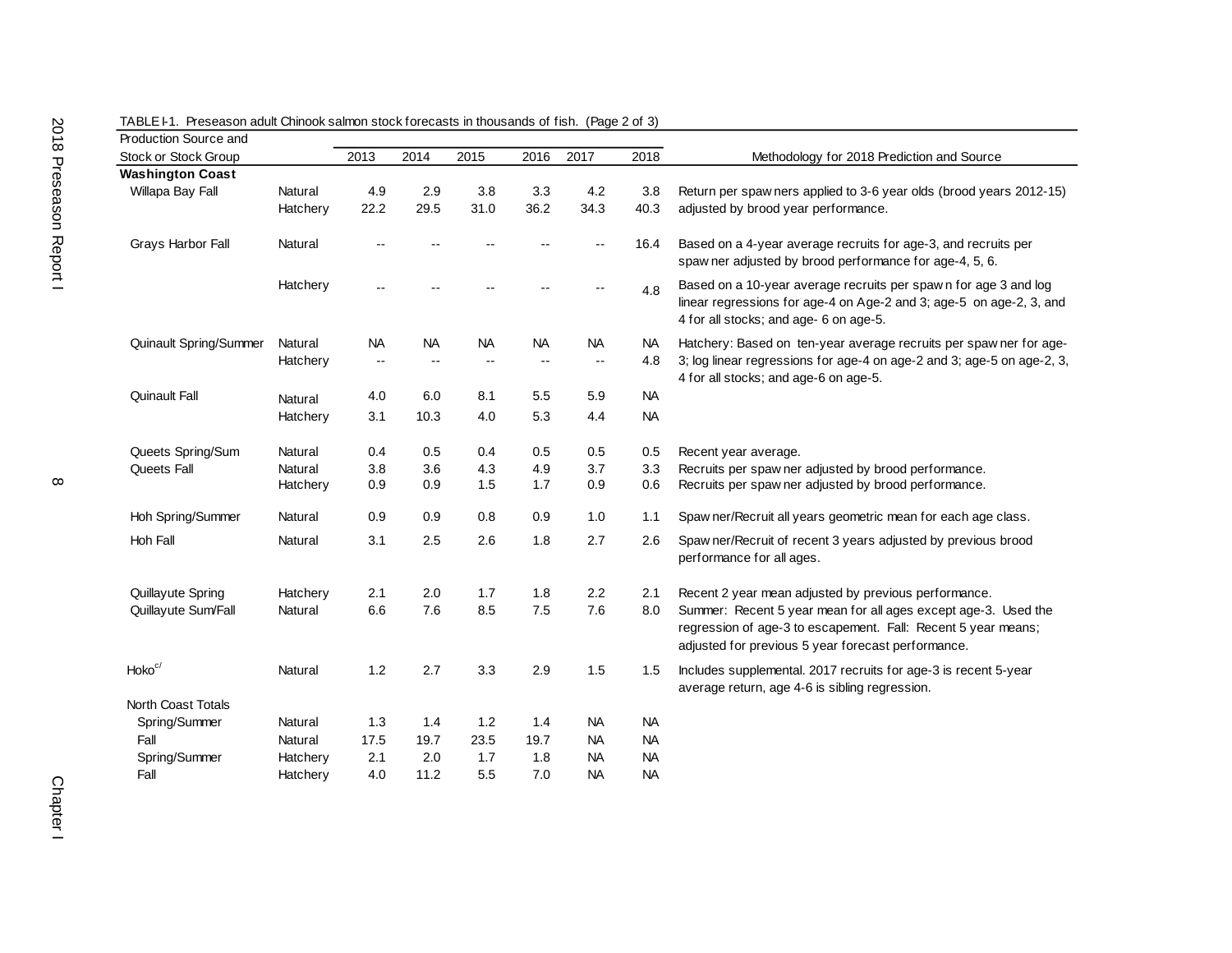TABLE I-1. Preseason adult Chinook salmon stock forecasts in thousands of fish. (Page 2 of 3)

| Production Source and Stock or Stock Group | | 2013 | 2014 | 2015 | 2016 | 2017 | 2018 | Methodology for 2018 Prediction and Source |
|---|---|---|---|---|---|---|---|---|
| **Washington Coast** | | | | | | | | |
| Willapa Bay Fall | Natural | 4.9 | 2.9 | 3.8 | 3.3 | 4.2 | 3.8 | Return per spawners applied to 3-6 year olds (brood years 2012-15) adjusted by brood year performance. |
| | Hatchery | 22.2 | 29.5 | 31.0 | 36.2 | 34.3 | 40.3 | |
| Grays Harbor Fall | Natural | -- | -- | -- | -- | -- | 16.4 | Based on a 4-year average recruits for age-3, and recruits per spawner adjusted by brood performance for age-4, 5, 6. |
| | Hatchery | -- | -- | -- | -- | -- | 4.8 | Based on a 10-year average recruits per spawn for age 3 and log linear regressions for age-4 on Age-2 and 3; age-5 on age-2, 3, and 4 for all stocks; and age- 6 on age-5. |
| Quinault Spring/Summer | Natural | NA | NA | NA | NA | NA | NA | Hatchery: Based on ten-year average recruits per spawner for age-3; log linear regressions for age-4 on age-2 and 3; age-5 on age-2, 3, 4 for all stocks; and age-6 on age-5. |
| | Hatchery | -- | -- | -- | -- | -- | 4.8 | |
| Quinault Fall | Natural | 4.0 | 6.0 | 8.1 | 5.5 | 5.9 | NA | |
| | Hatchery | 3.1 | 10.3 | 4.0 | 5.3 | 4.4 | NA | |
| Queets Spring/Sum | Natural | 0.4 | 0.5 | 0.4 | 0.5 | 0.5 | 0.5 | Recent year average. |
| Queets Fall | Natural | 3.8 | 3.6 | 4.3 | 4.9 | 3.7 | 3.3 | Recruits per spawner adjusted by brood performance. |
| | Hatchery | 0.9 | 0.9 | 1.5 | 1.7 | 0.9 | 0.6 | Recruits per spawner adjusted by brood performance. |
| Hoh Spring/Summer | Natural | 0.9 | 0.9 | 0.8 | 0.9 | 1.0 | 1.1 | Spawner/Recruit all years geometric mean for each age class. |
| Hoh Fall | Natural | 3.1 | 2.5 | 2.6 | 1.8 | 2.7 | 2.6 | Spawner/Recruit of recent 3 years adjusted by previous brood performance for all ages. |
| Quillayute Spring | Hatchery | 2.1 | 2.0 | 1.7 | 1.8 | 2.2 | 2.1 | Recent 2 year mean adjusted by previous performance. |
| Quillayute Sum/Fall | Natural | 6.6 | 7.6 | 8.5 | 7.5 | 7.6 | 8.0 | Summer: Recent 5 year mean for all ages except age-3. Used the regression of age-3 to escapement. Fall: Recent 5 year means; adjusted for previous 5 year forecast performance. |
| Hoko[c/] | Natural | 1.2 | 2.7 | 3.3 | 2.9 | 1.5 | 1.5 | Includes supplemental. 2017 recruits for age-3 is recent 5-year average return, age 4-6 is sibling regression. |
| North Coast Totals | | | | | | | | |
| Spring/Summer | Natural | 1.3 | 1.4 | 1.2 | 1.4 | NA | NA | |
| Fall | Natural | 17.5 | 19.7 | 23.5 | 19.7 | NA | NA | |
| Spring/Summer | Hatchery | 2.1 | 2.0 | 1.7 | 1.8 | NA | NA | |
| Fall | Hatchery | 4.0 | 11.2 | 5.5 | 7.0 | NA | NA | |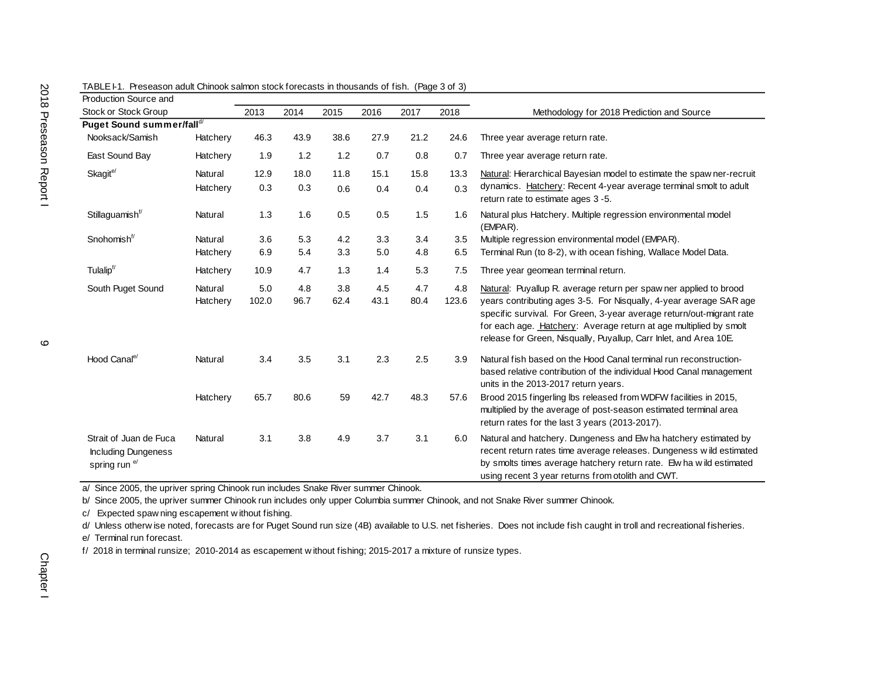TABLE I-1. Preseason adult Chinook salmon stock forecasts in thousands of fish. (Page 3 of 3)

| Production Source and Stock or Stock Group | | 2013 | 2014 | 2015 | 2016 | 2017 | 2018 | Methodology for 2018 Prediction and Source |
|---|---|---|---|---|---|---|---|---|
| **Puget Sound summer/fall**[d/] | | | | | | | | |
| Nooksack/Samish | Hatchery | 46.3 | 43.9 | 38.6 | 27.9 | 21.2 | 24.6 | Three year average return rate. |
| East Sound Bay | Hatchery | 1.9 | 1.2 | 1.2 | 0.7 | 0.8 | 0.7 | Three year average return rate. |
| Skagit[e/] | Natural | 12.9 | 18.0 | 11.8 | 15.1 | 15.8 | 13.3 | Natural: Hierarchical Bayesian model to estimate the spawner-recruit dynamics. Hatchery: Recent 4-year average terminal smolt to adult return rate to estimate ages 3 -5. |
| | Hatchery | 0.3 | 0.3 | 0.6 | 0.4 | 0.4 | 0.3 | |
| Stillaguamish[f/] | Natural | 1.3 | 1.6 | 0.5 | 0.5 | 1.5 | 1.6 | Natural plus Hatchery. Multiple regression environmental model (EMPAR). |
| Snohomish[f/] | Natural | 3.6 | 5.3 | 4.2 | 3.3 | 3.4 | 3.5 | Multiple regression environmental model (EMPAR). |
| | Hatchery | 6.9 | 5.4 | 3.3 | 5.0 | 4.8 | 6.5 | Terminal Run (to 8-2), with ocean fishing, Wallace Model Data. |
| Tulalip[f/] | Hatchery | 10.9 | 4.7 | 1.3 | 1.4 | 5.3 | 7.5 | Three year geomean terminal return. |
| South Puget Sound | Natural | 5.0 | 4.8 | 3.8 | 4.5 | 4.7 | 4.8 | Natural: Puyallup R. average return per spawner applied to brood years contributing ages 3-5. For Nisqually, 4-year average SAR age specific survival. For Green, 3-year average return/out-migrant rate for each age. Hatchery: Average return at age multiplied by smolt release for Green, Nisqually, Puyallup, Carr Inlet, and Area 10E. |
| | Hatchery | 102.0 | 96.7 | 62.4 | 43.1 | 80.4 | 123.6 | |
| Hood Canal[e/] | Natural | 3.4 | 3.5 | 3.1 | 2.3 | 2.5 | 3.9 | Natural fish based on the Hood Canal terminal run reconstruction-based relative contribution of the individual Hood Canal management units in the 2013-2017 return years. |
| | Hatchery | 65.7 | 80.6 | 59 | 42.7 | 48.3 | 57.6 | Brood 2015 fingerling lbs released from WDFW facilities in 2015, multiplied by the average of post-season estimated terminal area return rates for the last 3 years (2013-2017). |
| Strait of Juan de Fuca Including Dungeness spring run[e/] | Natural | 3.1 | 3.8 | 4.9 | 3.7 | 3.1 | 6.0 | Natural and hatchery. Dungeness and Elwha hatchery estimated by recent return rates time average releases. Dungeness wild estimated by smolts times average hatchery return rate. Elwha wild estimated using recent 3 year returns from otolith and CWT. |

a/ Since 2005, the upriver spring Chinook run includes Snake River summer Chinook.

b/ Since 2005, the upriver summer Chinook run includes only upper Columbia summer Chinook, and not Snake River summer Chinook.

c/ Expected spawning escapement without fishing.

d/ Unless otherwise noted, forecasts are for Puget Sound run size (4B) available to U.S. net fisheries. Does not include fish caught in troll and recreational fisheries.

e/ Terminal run forecast.

f/ 2018 in terminal runsize; 2010-2014 as escapement without fishing; 2015-2017 a mixture of runsize types.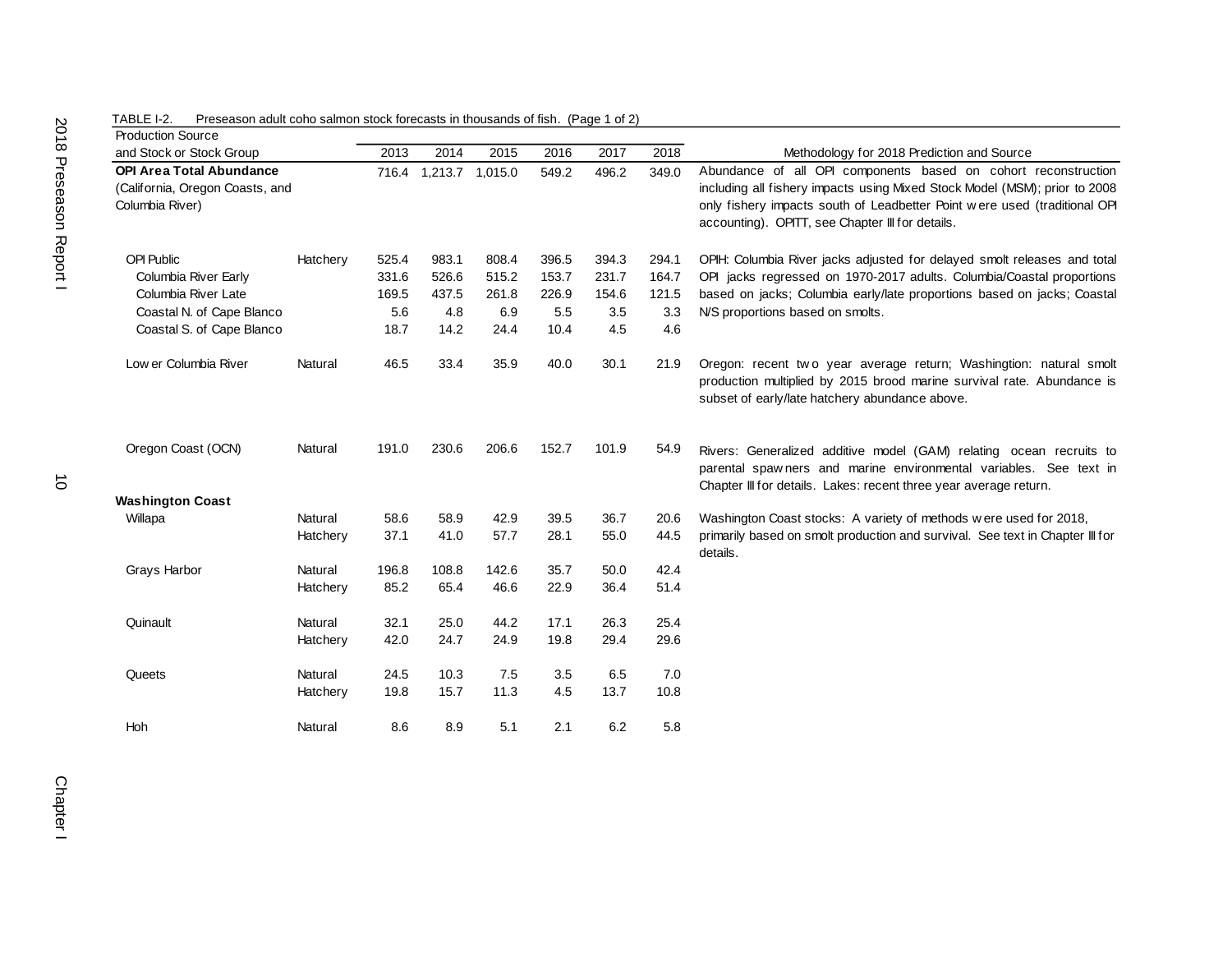TABLE I-2. Preseason adult coho salmon stock forecasts in thousands of fish. (Page 1 of 2)

| Production Source and Stock or Stock Group | | 2013 | 2014 | 2015 | 2016 | 2017 | 2018 | Methodology for 2018 Prediction and Source |
|---|---|---|---|---|---|---|---|---|
| **OPI Area Total Abundance** (California, Oregon Coasts, and Columbia River) | | 716.4 | 1,213.7 | 1,015.0 | 549.2 | 496.2 | 349.0 | Abundance of all OPI components based on cohort reconstruction including all fishery impacts using Mixed Stock Model (MSM); prior to 2008 only fishery impacts south of Leadbetter Point were used (traditional OPI accounting). OPITT, see Chapter III for details. |
| OPI Public | Hatchery | 525.4 | 983.1 | 808.4 | 396.5 | 394.3 | 294.1 | OPIH: Columbia River jacks adjusted for delayed smolt releases and total OPI jacks regressed on 1970-2017 adults. Columbia/Coastal proportions based on jacks; Columbia early/late proportions based on jacks; Coastal N/S proportions based on smolts. |
| Columbia River Early | | 331.6 | 526.6 | 515.2 | 153.7 | 231.7 | 164.7 | |
| Columbia River Late | | 169.5 | 437.5 | 261.8 | 226.9 | 154.6 | 121.5 | |
| Coastal N. of Cape Blanco | | 5.6 | 4.8 | 6.9 | 5.5 | 3.5 | 3.3 | |
| Coastal S. of Cape Blanco | | 18.7 | 14.2 | 24.4 | 10.4 | 4.5 | 4.6 | |
| Lower Columbia River | Natural | 46.5 | 33.4 | 35.9 | 40.0 | 30.1 | 21.9 | Oregon: recent two year average return; Washingtion: natural smolt production multiplied by 2015 brood marine survival rate. Abundance is subset of early/late hatchery abundance above. |
| Oregon Coast (OCN) | Natural | 191.0 | 230.6 | 206.6 | 152.7 | 101.9 | 54.9 | Rivers: Generalized additive model (GAM) relating ocean recruits to parental spawners and marine environmental variables. See text in Chapter III for details. Lakes: recent three year average return. |
| **Washington Coast** | | | | | | | | |
| Willapa | Natural | 58.6 | 58.9 | 42.9 | 39.5 | 36.7 | 20.6 | Washington Coast stocks: A variety of methods were used for 2018, primarily based on smolt production and survival. See text in Chapter III for details. |
| | Hatchery | 37.1 | 41.0 | 57.7 | 28.1 | 55.0 | 44.5 | |
| Grays Harbor | Natural | 196.8 | 108.8 | 142.6 | 35.7 | 50.0 | 42.4 | |
| | Hatchery | 85.2 | 65.4 | 46.6 | 22.9 | 36.4 | 51.4 | |
| Quinault | Natural | 32.1 | 25.0 | 44.2 | 17.1 | 26.3 | 25.4 | |
| | Hatchery | 42.0 | 24.7 | 24.9 | 19.8 | 29.4 | 29.6 | |
| Queets | Natural | 24.5 | 10.3 | 7.5 | 3.5 | 6.5 | 7.0 | |
| | Hatchery | 19.8 | 15.7 | 11.3 | 4.5 | 13.7 | 10.8 | |
| Hoh | Natural | 8.6 | 8.9 | 5.1 | 2.1 | 6.2 | 5.8 | |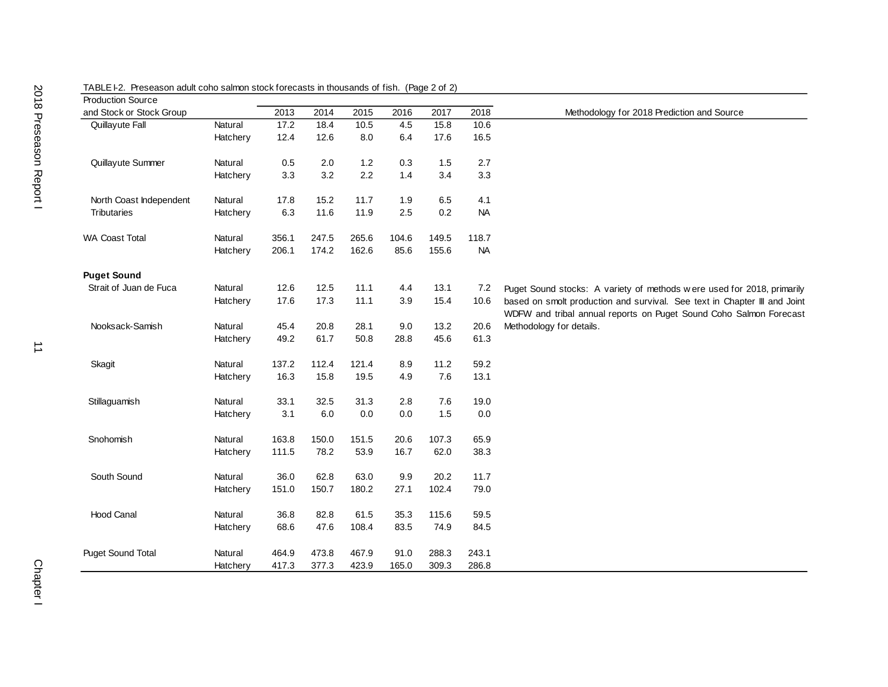TABLE I-2. Preseason adult coho salmon stock forecasts in thousands of fish. (Page 2 of 2)

| Production Source and Stock or Stock Group | | 2013 | 2014 | 2015 | 2016 | 2017 | 2018 | Methodology for 2018 Prediction and Source |
|---|---|---|---|---|---|---|---|---|
| Quillayute Fall | Natural | 17.2 | 18.4 | 10.5 | 4.5 | 15.8 | 10.6 | |
| | Hatchery | 12.4 | 12.6 | 8.0 | 6.4 | 17.6 | 16.5 | |
| Quillayute Summer | Natural | 0.5 | 2.0 | 1.2 | 0.3 | 1.5 | 2.7 | |
| | Hatchery | 3.3 | 3.2 | 2.2 | 1.4 | 3.4 | 3.3 | |
| North Coast Independent Tributaries | Natural | 17.8 | 15.2 | 11.7 | 1.9 | 6.5 | 4.1 | |
| | Hatchery | 6.3 | 11.6 | 11.9 | 2.5 | 0.2 | NA | |
| WA Coast Total | Natural | 356.1 | 247.5 | 265.6 | 104.6 | 149.5 | 118.7 | |
| | Hatchery | 206.1 | 174.2 | 162.6 | 85.6 | 155.6 | NA | |
| **Puget Sound** | | | | | | | | |
| Strait of Juan de Fuca | Natural | 12.6 | 12.5 | 11.1 | 4.4 | 13.1 | 7.2 | Puget Sound stocks: A variety of methods were used for 2018, primarily based on smolt production and survival. See text in Chapter III and Joint WDFW and tribal annual reports on Puget Sound Coho Salmon Forecast Methodology for details. |
| | Hatchery | 17.6 | 17.3 | 11.1 | 3.9 | 15.4 | 10.6 | |
| Nooksack-Samish | Natural | 45.4 | 20.8 | 28.1 | 9.0 | 13.2 | 20.6 | |
| | Hatchery | 49.2 | 61.7 | 50.8 | 28.8 | 45.6 | 61.3 | |
| Skagit | Natural | 137.2 | 112.4 | 121.4 | 8.9 | 11.2 | 59.2 | |
| | Hatchery | 16.3 | 15.8 | 19.5 | 4.9 | 7.6 | 13.1 | |
| Stillaguamish | Natural | 33.1 | 32.5 | 31.3 | 2.8 | 7.6 | 19.0 | |
| | Hatchery | 3.1 | 6.0 | 0.0 | 0.0 | 1.5 | 0.0 | |
| Snohomish | Natural | 163.8 | 150.0 | 151.5 | 20.6 | 107.3 | 65.9 | |
| | Hatchery | 111.5 | 78.2 | 53.9 | 16.7 | 62.0 | 38.3 | |
| South Sound | Natural | 36.0 | 62.8 | 63.0 | 9.9 | 20.2 | 11.7 | |
| | Hatchery | 151.0 | 150.7 | 180.2 | 27.1 | 102.4 | 79.0 | |
| Hood Canal | Natural | 36.8 | 82.8 | 61.5 | 35.3 | 115.6 | 59.5 | |
| | Hatchery | 68.6 | 47.6 | 108.4 | 83.5 | 74.9 | 84.5 | |
| Puget Sound Total | Natural | 464.9 | 473.8 | 467.9 | 91.0 | 288.3 | 243.1 | |
| | Hatchery | 417.3 | 377.3 | 423.9 | 165.0 | 309.3 | 286.8 | |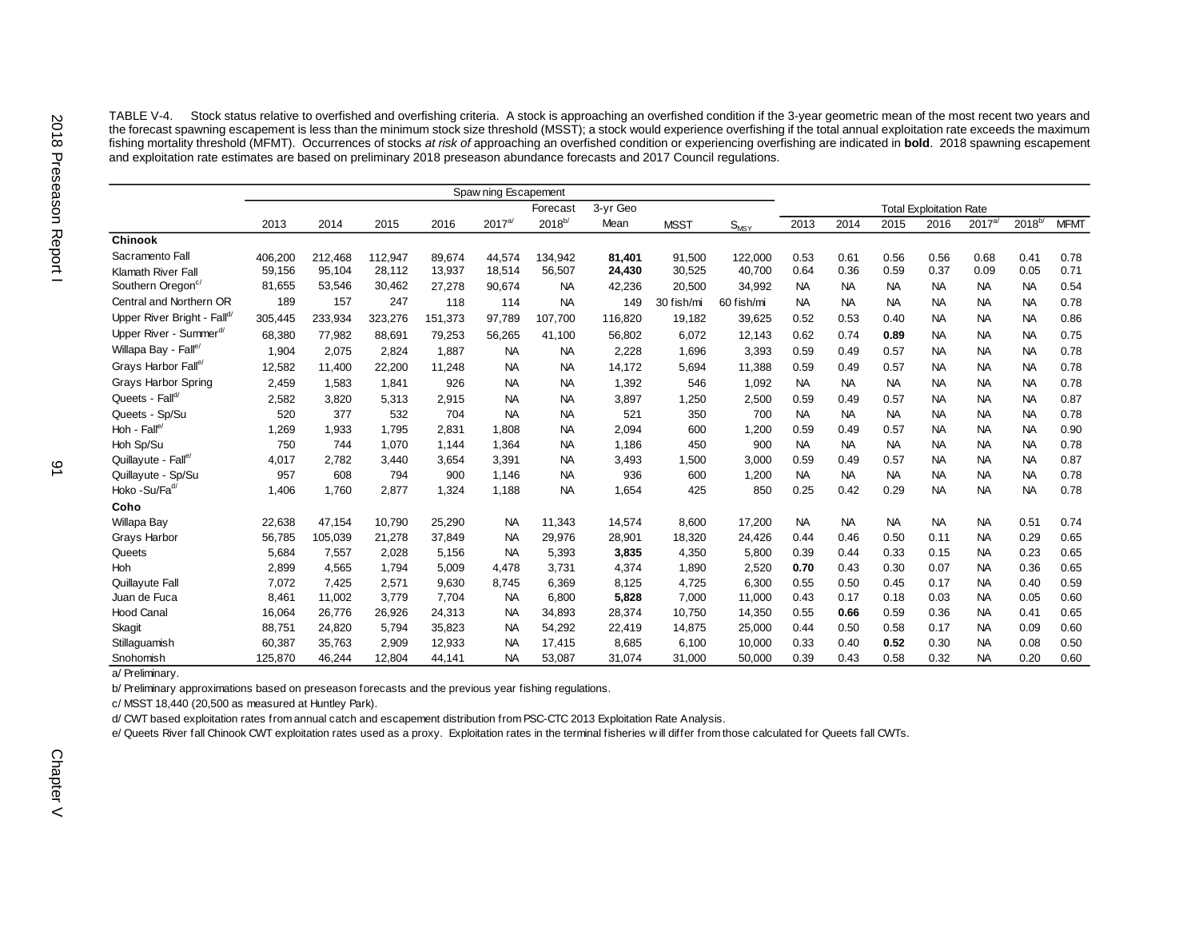TABLE V-4. Stock status relative to overfished and overfishing criteria. A stock is approaching an overfished condition if the 3-year geometric mean of the most recent two years and the forecast spawning escapement is less than the minimum stock size threshold (MSST); a stock would experience overfishing if the total annual exploitation rate exceeds the maximum fishing mortality threshold (MFMT). Occurrences of stocks *at risk of* approaching an overfished condition or experiencing overfishing are indicated in **bold**. 2018 spawning escapement and exploitation rate estimates are based on preliminary 2018 preseason abundance forecasts and 2017 Council regulations.

| | Spawning Escapement | | | | | | | | | Total Exploitation Rate | | | | | | |
|---|---|---|---|---|---|---|---|---|---|---|---|---|---|---|---|---|
| | 2013 | 2014 | 2015 | 2016 | 2017[a/] | Forecast 2018[b/] | 3-yr Geo Mean | MSST | $S_{MSY}$ | 2013 | 2014 | 2015 | 2016 | 2017[a/] | 2018[b/] | MFMT |
| **Chinook** | | | | | | | | | | | | | | | | |
| Sacramento Fall | 406,200 | 212,468 | 112,947 | 89,674 | 44,574 | 134,942 | **81,401** | 91,500 | 122,000 | 0.53 | 0.61 | 0.56 | 0.56 | 0.68 | 0.41 | 0.78 |
| Klamath River Fall | 59,156 | 95,104 | 28,112 | 13,937 | 18,514 | 56,507 | **24,430** | 30,525 | 40,700 | 0.64 | 0.36 | 0.59 | 0.37 | 0.09 | 0.05 | 0.71 |
| Southern Oregon[c/] | 81,655 | 53,546 | 30,462 | 27,278 | 90,674 | NA | 42,236 | 20,500 | 34,992 | NA | NA | NA | NA | NA | NA | 0.54 |
| Central and Northern OR | 189 | 157 | 247 | 118 | 114 | NA | 149 | 30 fish/mi | 60 fish/mi | NA | NA | NA | NA | NA | NA | 0.78 |
| Upper River Bright - Fall[d/] | 305,445 | 233,934 | 323,276 | 151,373 | 97,789 | 107,700 | 116,820 | 19,182 | 39,625 | 0.52 | 0.53 | 0.40 | NA | NA | NA | 0.86 |
| Upper River - Summer[d/] | 68,380 | 77,982 | 88,691 | 79,253 | 56,265 | 41,100 | 56,802 | 6,072 | 12,143 | 0.62 | 0.74 | **0.89** | NA | NA | NA | 0.75 |
| Willapa Bay - Fall[e/] | 1,904 | 2,075 | 2,824 | 1,887 | NA | NA | 2,228 | 1,696 | 3,393 | 0.59 | 0.49 | 0.57 | NA | NA | NA | 0.78 |
| Grays Harbor Fall[e/] | 12,582 | 11,400 | 22,200 | 11,248 | NA | NA | 14,172 | 5,694 | 11,388 | 0.59 | 0.49 | 0.57 | NA | NA | NA | 0.78 |
| Grays Harbor Spring | 2,459 | 1,583 | 1,841 | 926 | NA | NA | 1,392 | 546 | 1,092 | NA | NA | NA | NA | NA | NA | 0.78 |
| Queets - Fall[d/] | 2,582 | 3,820 | 5,313 | 2,915 | NA | NA | 3,897 | 1,250 | 2,500 | 0.59 | 0.49 | 0.57 | NA | NA | NA | 0.87 |
| Queets - Sp/Su | 520 | 377 | 532 | 704 | NA | NA | 521 | 350 | 700 | NA | NA | NA | NA | NA | NA | 0.78 |
| Hoh - Fall[e/] | 1,269 | 1,933 | 1,795 | 2,831 | 1,808 | NA | 2,094 | 600 | 1,200 | 0.59 | 0.49 | 0.57 | NA | NA | NA | 0.90 |
| Hoh Sp/Su | 750 | 744 | 1,070 | 1,144 | 1,364 | NA | 1,186 | 450 | 900 | NA | NA | NA | NA | NA | NA | 0.78 |
| Quillayute - Fall[e/] | 4,017 | 2,782 | 3,440 | 3,654 | 3,391 | NA | 3,493 | 1,500 | 3,000 | 0.59 | 0.49 | 0.57 | NA | NA | NA | 0.87 |
| Quillayute - Sp/Su | 957 | 608 | 794 | 900 | 1,146 | NA | 936 | 600 | 1,200 | NA | NA | NA | NA | NA | NA | 0.78 |
| Hoko -Su/Fa[d/] | 1,406 | 1,760 | 2,877 | 1,324 | 1,188 | NA | 1,654 | 425 | 850 | 0.25 | 0.42 | 0.29 | NA | NA | NA | 0.78 |
| **Coho** | | | | | | | | | | | | | | | | |
| Willapa Bay | 22,638 | 47,154 | 10,790 | 25,290 | NA | 11,343 | 14,574 | 8,600 | 17,200 | NA | NA | NA | NA | NA | 0.51 | 0.74 |
| Grays Harbor | 56,785 | 105,039 | 21,278 | 37,849 | NA | 29,976 | 28,901 | 18,320 | 24,426 | 0.44 | 0.46 | 0.50 | 0.11 | NA | 0.29 | 0.65 |
| Queets | 5,684 | 7,557 | 2,028 | 5,156 | NA | 5,393 | **3,835** | 4,350 | 5,800 | 0.39 | 0.44 | 0.33 | 0.15 | NA | 0.23 | 0.65 |
| Hoh | 2,899 | 4,565 | 1,794 | 5,009 | 4,478 | 3,731 | 4,374 | 1,890 | 2,520 | **0.70** | 0.43 | 0.30 | 0.07 | NA | 0.36 | 0.65 |
| Quillayute Fall | 7,072 | 7,425 | 2,571 | 9,630 | 8,745 | 6,369 | 8,125 | 4,725 | 6,300 | 0.55 | 0.50 | 0.45 | 0.17 | NA | 0.40 | 0.59 |
| Juan de Fuca | 8,461 | 11,002 | 3,779 | 7,704 | NA | 6,800 | **5,828** | 7,000 | 11,000 | 0.43 | 0.17 | 0.18 | 0.03 | NA | 0.05 | 0.60 |
| Hood Canal | 16,064 | 26,776 | 26,926 | 24,313 | NA | 34,893 | 28,374 | 10,750 | 14,350 | 0.55 | **0.66** | 0.59 | 0.36 | NA | 0.41 | 0.65 |
| Skagit | 88,751 | 24,820 | 5,794 | 35,823 | NA | 54,292 | 22,419 | 14,875 | 25,000 | 0.44 | 0.50 | 0.58 | 0.17 | NA | 0.09 | 0.60 |
| Stillaguamish | 60,387 | 35,763 | 2,909 | 12,933 | NA | 17,415 | 8,685 | 6,100 | 10,000 | 0.33 | 0.40 | **0.52** | 0.30 | NA | 0.08 | 0.50 |
| Snohomish | 125,870 | 46,244 | 12,804 | 44,141 | NA | 53,087 | 31,074 | 31,000 | 50,000 | 0.39 | 0.43 | 0.58 | 0.32 | NA | 0.20 | 0.60 |

a/ Preliminary.

b/ Preliminary approximations based on preseason forecasts and the previous year fishing regulations.

c/ MSST 18,440 (20,500 as measured at Huntley Park).

d/ CWT based exploitation rates from annual catch and escapement distribution from PSC-CTC 2013 Exploitation Rate Analysis.

e/ Queets River fall Chinook CWT exploitation rates used as a proxy. Exploitation rates in the terminal fisheries will differ from those calculated for Queets fall CWTs.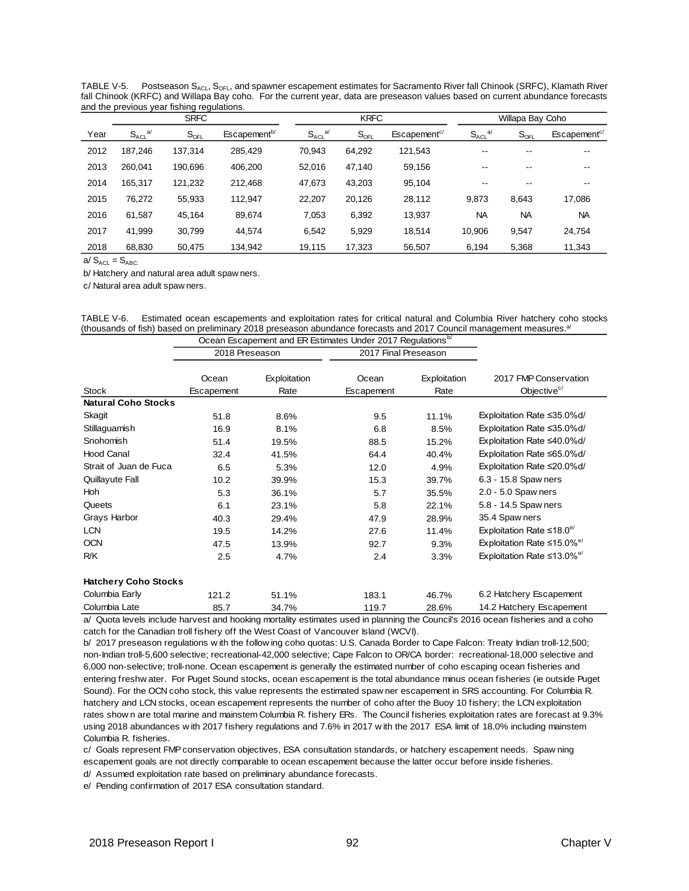TABLE V-5. Postseason $S_{ACL}$, $S_{OFL}$, and spawner escapement estimates for Sacramento River fall Chinook (SRFC), Klamath River fall Chinook (KRFC) and Willapa Bay coho. For the current year, data are preseason values based on current abundance forecasts and the previous year fishing regulations.

| | SRFC | | | KRFC | | | Willapa Bay Coho | | |
|---|---|---|---|---|---|---|---|---|---|
| Year | $S_{ACL}$ [a] | $S_{OFL}$ | Escapement[b] | $S_{ACL}$ [a] | $S_{OFL}$ | Escapement[c] | $S_{ACL}$ [a] | $S_{OFL}$ | Escapement[c] |
| 2012 | 187,246 | 137,314 | 285,429 | 70,943 | 64,292 | 121,543 | -- | -- | -- |
| 2013 | 260,041 | 190,696 | 406,200 | 52,016 | 47,140 | 59,156 | -- | -- | -- |
| 2014 | 165,317 | 121,232 | 212,468 | 47,673 | 43,203 | 95,104 | -- | -- | -- |
| 2015 | 76,272 | 55,933 | 112,947 | 22,207 | 20,126 | 28,112 | 9,873 | 8,643 | 17,086 |
| 2016 | 61,587 | 45,164 | 89,674 | 7,053 | 6,392 | 13,937 | NA | NA | NA |
| 2017 | 41,999 | 30,799 | 44,574 | 6,542 | 5,929 | 18,514 | 10,906 | 9,547 | 24,754 |
| 2018 | 68,830 | 50,475 | 134,942 | 19,115 | 17,323 | 56,507 | 6,194 | 5,368 | 11,343 |

a/ $S_{ACL} = S_{ABC}$.

b/ Hatchery and natural area adult spawners.

c/ Natural area adult spawners.

TABLE V-6. Estimated ocean escapements and exploitation rates for critical natural and Columbia River hatchery coho stocks (thousands of fish) based on preliminary 2018 preseason abundance forecasts and 2017 Council management measures.[a/]

| | Ocean Escapement and ER Estimates Under 2017 Regulations[b/] | | | | |
|---|---|---|---|---|---|
| | 2018 Preseason | | 2017 Final Preseason | | |
| Stock | Ocean Escapement | Exploitation Rate | Ocean Escapement | Exploitation Rate | 2017 FMP Conservation Objective[c/] |
| **Natural Coho Stocks** | | | | | |
| Skagit | 51.8 | 8.6% | 9.5 | 11.1% | Exploitation Rate ≤35.0%d/ |
| Stillaguamish | 16.9 | 8.1% | 6.8 | 8.5% | Exploitation Rate ≤35.0%d/ |
| Snohomish | 51.4 | 19.5% | 88.5 | 15.2% | Exploitation Rate ≤40.0%d/ |
| Hood Canal | 32.4 | 41.5% | 64.4 | 40.4% | Exploitation Rate ≤65.0%d/ |
| Strait of Juan de Fuca | 6.5 | 5.3% | 12.0 | 4.9% | Exploitation Rate ≤20.0%d/ |
| Quillayute Fall | 10.2 | 39.9% | 15.3 | 39.7% | 6.3 - 15.8 Spawners |
| Hoh | 5.3 | 36.1% | 5.7 | 35.5% | 2.0 - 5.0 Spawners |
| Queets | 6.1 | 23.1% | 5.8 | 22.1% | 5.8 - 14.5 Spawners |
| Grays Harbor | 40.3 | 29.4% | 47.9 | 28.9% | 35.4 Spawners |
| LCN | 19.5 | 14.2% | 27.6 | 11.4% | Exploitation Rate ≤18.0[e/] |
| OCN | 47.5 | 13.9% | 92.7 | 9.3% | Exploitation Rate ≤15.0%[e/] |
| R/K | 2.5 | 4.7% | 2.4 | 3.3% | Exploitation Rate ≤13.0%[e/] |
| **Hatchery Coho Stocks** | | | | | |
| Columbia Early | 121.2 | 51.1% | 183.1 | 46.7% | 6.2 Hatchery Escapement |
| Columbia Late | 85.7 | 34.7% | 119.7 | 28.6% | 14.2 Hatchery Escapement |

a/ Quota levels include harvest and hooking mortality estimates used in planning the Council's 2016 ocean fisheries and a coho catch for the Canadian troll fishery off the West Coast of Vancouver Island (WCVI).

b/ 2017 preseason regulations with the following coho quotas: U.S. Canada Border to Cape Falcon: Treaty Indian troll-12,500; non-Indian troll-5,600 selective; recreational-42,000 selective; Cape Falcon to OR/CA border: recreational-18,000 selective and 6,000 non-selective; troll-none. Ocean escapement is generally the estimated number of coho escaping ocean fisheries and entering freshwater. For Puget Sound stocks, ocean escapement is the total abundance minus ocean fisheries (ie outside Puget Sound). For the OCN coho stock, this value represents the estimated spawner escapement in SRS accounting. For Columbia R. hatchery and LCN stocks, ocean escapement represents the number of coho after the Buoy 10 fishery; the LCN exploitation rates shown are total marine and mainstem Columbia R. fishery ERs. The Council fisheries exploitation rates are forecast at 9.3% using 2018 abundances with 2017 fishery regulations and 7.6% in 2017 with the 2017 ESA limit of 18.0% including mainstem Columbia R. fisheries.

c/ Goals represent FMP conservation objectives, ESA consultation standards, or hatchery escapement needs. Spawning escapement goals are not directly comparable to ocean escapement because the latter occur before inside fisheries.

d/ Assumed exploitation rate based on preliminary abundance forecasts.

e/ Pending confirmation of 2017 ESA consultation standard.